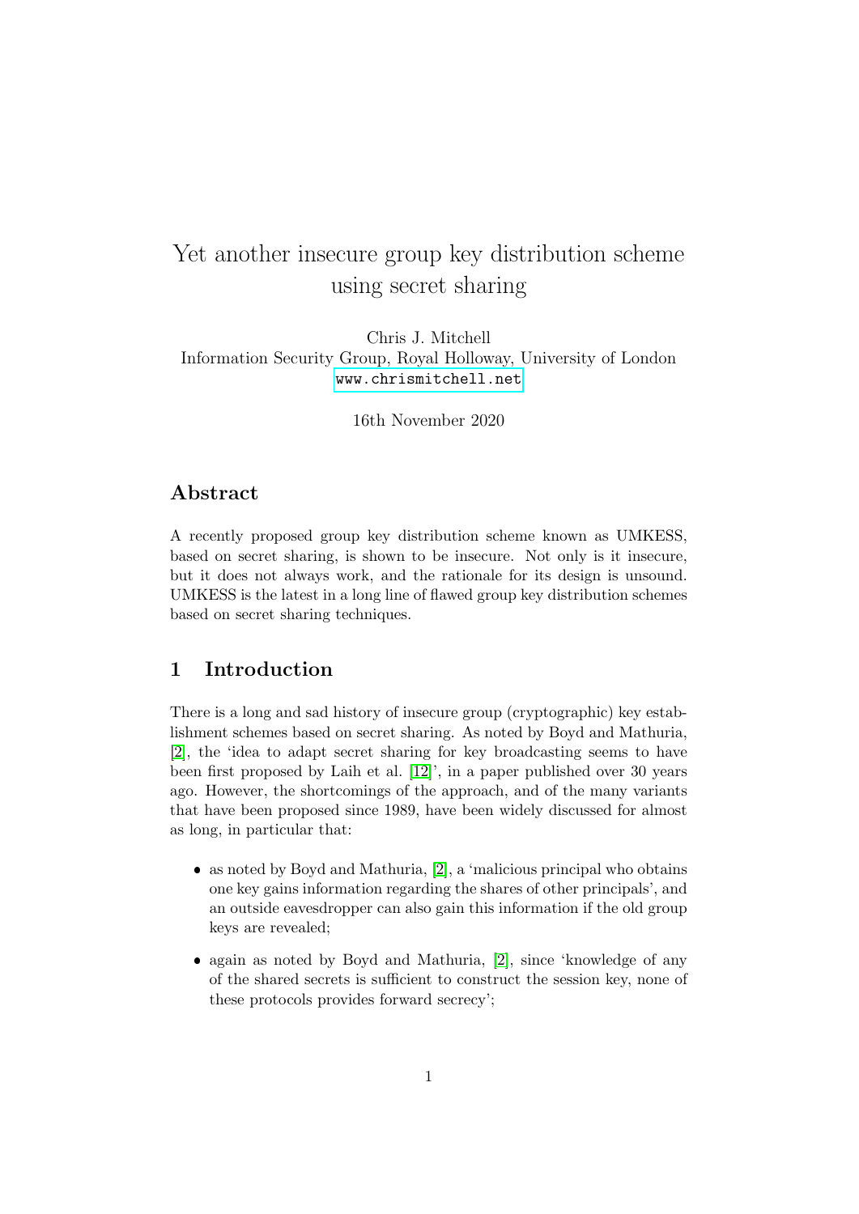# Yet another insecure group key distribution scheme using secret sharing

Chris J. Mitchell
Information Security Group, Royal Holloway, University of London
www.chrismitchell.net

16th November 2020

## Abstract

A recently proposed group key distribution scheme known as UMKESS, based on secret sharing, is shown to be insecure. Not only is it insecure, but it does not always work, and the rationale for its design is unsound. UMKESS is the latest in a long line of flawed group key distribution schemes based on secret sharing techniques.

## 1 Introduction

There is a long and sad history of insecure group (cryptographic) key establishment schemes based on secret sharing. As noted by Boyd and Mathuria, [2], the 'idea to adapt secret sharing for key broadcasting seems to have been first proposed by Laih et al. [12]', in a paper published over 30 years ago. However, the shortcomings of the approach, and of the many variants that have been proposed since 1989, have been widely discussed for almost as long, in particular that:

- as noted by Boyd and Mathuria, [2], a 'malicious principal who obtains one key gains information regarding the shares of other principals', and an outside eavesdropper can also gain this information if the old group keys are revealed;
- again as noted by Boyd and Mathuria, [2], since 'knowledge of any of the shared secrets is sufficient to construct the session key, none of these protocols provides forward secrecy';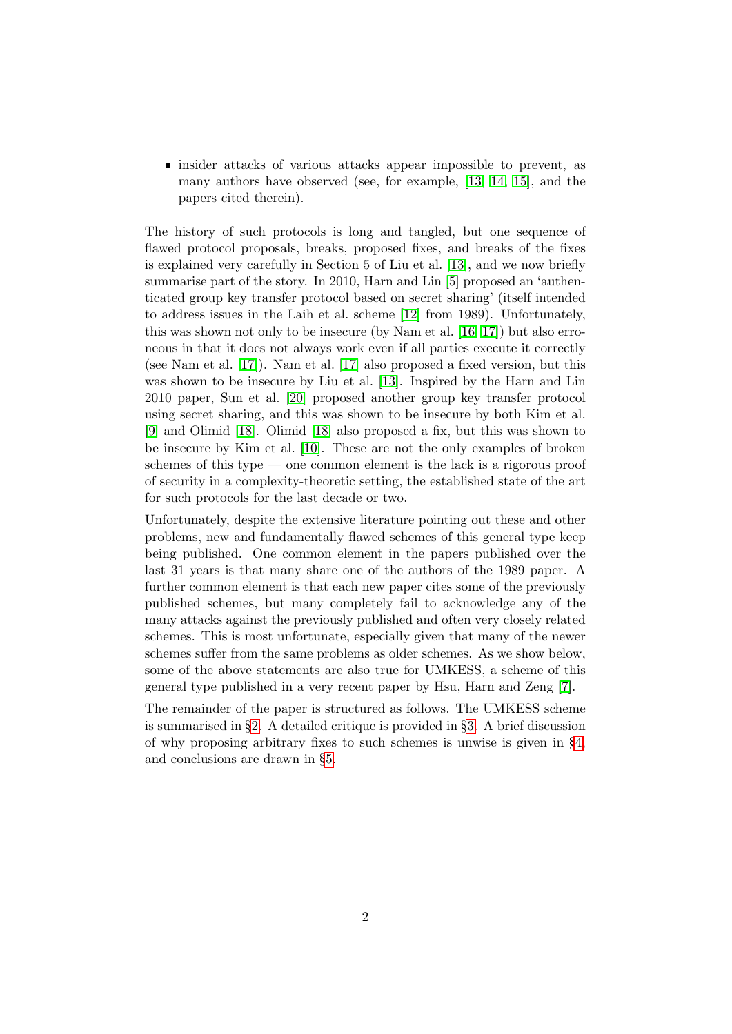- insider attacks of various attacks appear impossible to prevent, as many authors have observed (see, for example, [13, 14, 15], and the papers cited therein).

The history of such protocols is long and tangled, but one sequence of flawed protocol proposals, breaks, proposed fixes, and breaks of the fixes is explained very carefully in Section 5 of Liu et al. [13], and we now briefly summarise part of the story. In 2010, Harn and Lin [5] proposed an 'authenticated group key transfer protocol based on secret sharing' (itself intended to address issues in the Laih et al. scheme [12] from 1989). Unfortunately, this was shown not only to be insecure (by Nam et al. [16, 17]) but also erroneous in that it does not always work even if all parties execute it correctly (see Nam et al. [17]). Nam et al. [17] also proposed a fixed version, but this was shown to be insecure by Liu et al. [13]. Inspired by the Harn and Lin 2010 paper, Sun et al. [20] proposed another group key transfer protocol using secret sharing, and this was shown to be insecure by both Kim et al. [9] and Olimid [18]. Olimid [18] also proposed a fix, but this was shown to be insecure by Kim et al. [10]. These are not the only examples of broken schemes of this type — one common element is the lack is a rigorous proof of security in a complexity-theoretic setting, the established state of the art for such protocols for the last decade or two.

Unfortunately, despite the extensive literature pointing out these and other problems, new and fundamentally flawed schemes of this general type keep being published. One common element in the papers published over the last 31 years is that many share one of the authors of the 1989 paper. A further common element is that each new paper cites some of the previously published schemes, but many completely fail to acknowledge any of the many attacks against the previously published and often very closely related schemes. This is most unfortunate, especially given that many of the newer schemes suffer from the same problems as older schemes. As we show below, some of the above statements are also true for UMKESS, a scheme of this general type published in a very recent paper by Hsu, Harn and Zeng [7].

The remainder of the paper is structured as follows. The UMKESS scheme is summarised in §2. A detailed critique is provided in §3. A brief discussion of why proposing arbitrary fixes to such schemes is unwise is given in §4, and conclusions are drawn in §5.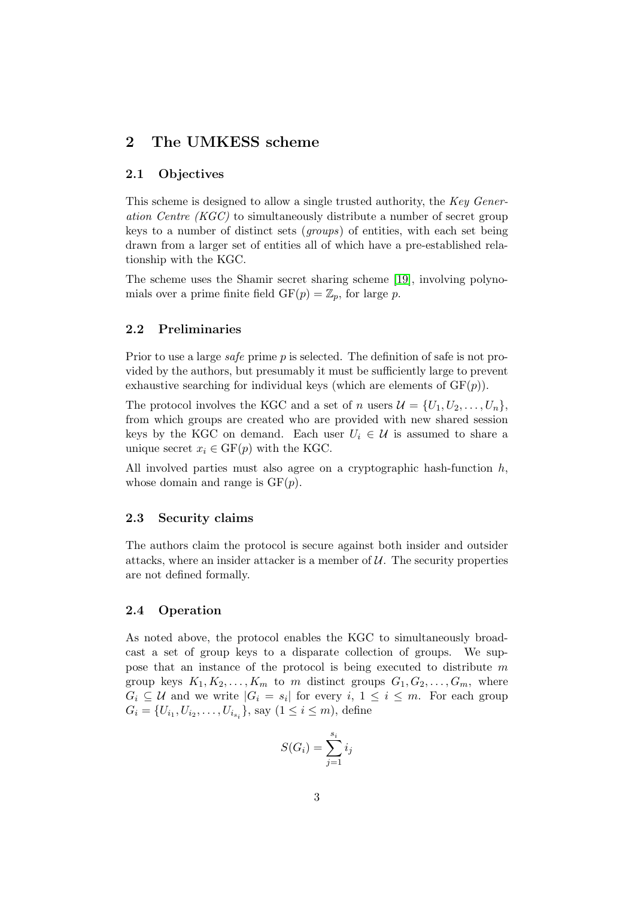## 2 The UMKESS scheme

### 2.1 Objectives

This scheme is designed to allow a single trusted authority, the *Key Generation Centre (KGC)* to simultaneously distribute a number of secret group keys to a number of distinct sets (*groups*) of entities, with each set being drawn from a larger set of entities all of which have a pre-established relationship with the KGC.

The scheme uses the Shamir secret sharing scheme [19], involving polynomials over a prime finite field $\mathrm{GF}(p) = \mathbb{Z}_p$, for large $p$.

### 2.2 Preliminaries

Prior to use a large *safe* prime $p$ is selected. The definition of safe is not provided by the authors, but presumably it must be sufficiently large to prevent exhaustive searching for individual keys (which are elements of $\mathrm{GF}(p)$).

The protocol involves the KGC and a set of $n$ users $\mathcal{U} = \{U_1, U_2, \ldots, U_n\}$, from which groups are created who are provided with new shared session keys by the KGC on demand. Each user $U_i \in \mathcal{U}$ is assumed to share a unique secret $x_i \in \mathrm{GF}(p)$ with the KGC.

All involved parties must also agree on a cryptographic hash-function $h$, whose domain and range is $\mathrm{GF}(p)$.

### 2.3 Security claims

The authors claim the protocol is secure against both insider and outsider attacks, where an insider attacker is a member of $\mathcal{U}$. The security properties are not defined formally.

### 2.4 Operation

As noted above, the protocol enables the KGC to simultaneously broadcast a set of group keys to a disparate collection of groups. We suppose that an instance of the protocol is being executed to distribute $m$ group keys $K_1, K_2, \ldots, K_m$ to $m$ distinct groups $G_1, G_2, \ldots, G_m$, where $G_i \subseteq \mathcal{U}$ and we write $|G_i = s_i|$ for every $i$, $1 \leq i \leq m$. For each group $G_i = \{U_{i_1}, U_{i_2}, \ldots, U_{i_{s_i}}\}$, say $(1 \leq i \leq m)$, define

$$S(G_i) = \sum_{j=1}^{s_i} i_j$$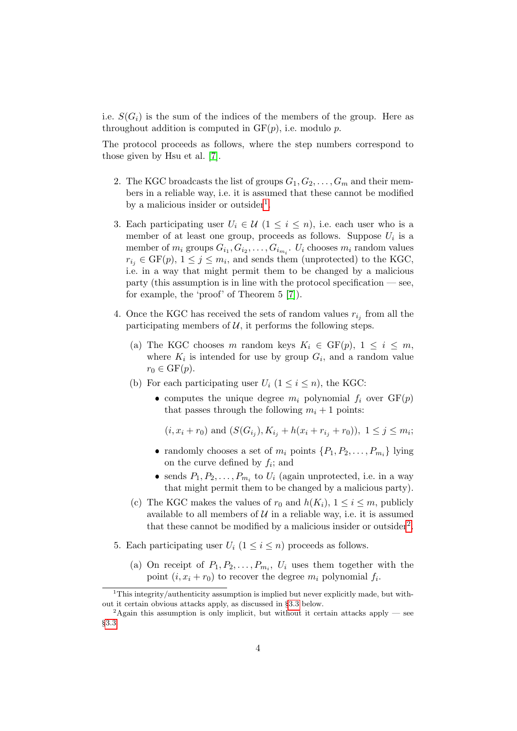i.e. $S(G_i)$ is the sum of the indices of the members of the group. Here as throughout addition is computed in $\mathrm{GF}(p)$, i.e. modulo $p$.

The protocol proceeds as follows, where the step numbers correspond to those given by Hsu et al. [7].

2. The KGC broadcasts the list of groups $G_1, G_2, \ldots, G_m$ and their members in a reliable way, i.e. it is assumed that these cannot be modified by a malicious insider or outsider[1].

3. Each participating user $U_i \in \mathcal{U}$ ($1 \leq i \leq n$), i.e. each user who is a member of at least one group, proceeds as follows. Suppose $U_i$ is a member of $m_i$ groups $G_{i_1}, G_{i_2}, \ldots, G_{i_{m_i}}$. $U_i$ chooses $m_i$ random values $r_{i_j} \in \mathrm{GF}(p)$, $1 \leq j \leq m_i$, and sends them (unprotected) to the KGC, i.e. in a way that might permit them to be changed by a malicious party (this assumption is in line with the protocol specification — see, for example, the 'proof' of Theorem 5 [7]).

4. Once the KGC has received the sets of random values $r_{i_j}$ from all the participating members of $\mathcal{U}$, it performs the following steps.

   (a) The KGC chooses $m$ random keys $K_i \in \mathrm{GF}(p)$, $1 \leq i \leq m$, where $K_i$ is intended for use by group $G_i$, and a random value $r_0 \in \mathrm{GF}(p)$.

   (b) For each participating user $U_i$ ($1 \leq i \leq n$), the KGC:

   - computes the unique degree $m_i$ polynomial $f_i$ over $\mathrm{GF}(p)$ that passes through the following $m_i + 1$ points:

     $$(i, x_i + r_0) \text{ and } (S(G_{i_j}), K_{i_j} + h(x_i + r_{i_j} + r_0)),\ 1 \leq j \leq m_i;$$

   - randomly chooses a set of $m_i$ points $\{P_1, P_2, \ldots, P_{m_i}\}$ lying on the curve defined by $f_i$; and
   - sends $P_1, P_2, \ldots, P_{m_i}$ to $U_i$ (again unprotected, i.e. in a way that might permit them to be changed by a malicious party).

   (c) The KGC makes the values of $r_0$ and $h(K_i)$, $1 \leq i \leq m$, publicly available to all members of $\mathcal{U}$ in a reliable way, i.e. it is assumed that these cannot be modified by a malicious insider or outsider[2].

5. Each participating user $U_i$ ($1 \leq i \leq n$) proceeds as follows.

   (a) On receipt of $P_1, P_2, \ldots, P_{m_i}$, $U_i$ uses them together with the point $(i, x_i + r_0)$ to recover the degree $m_i$ polynomial $f_i$.

[1] This integrity/authenticity assumption is implied but never explicitly made, but without it certain obvious attacks apply, as discussed in §3.3 below.

[2] Again this assumption is only implicit, but without it certain attacks apply — see §3.3.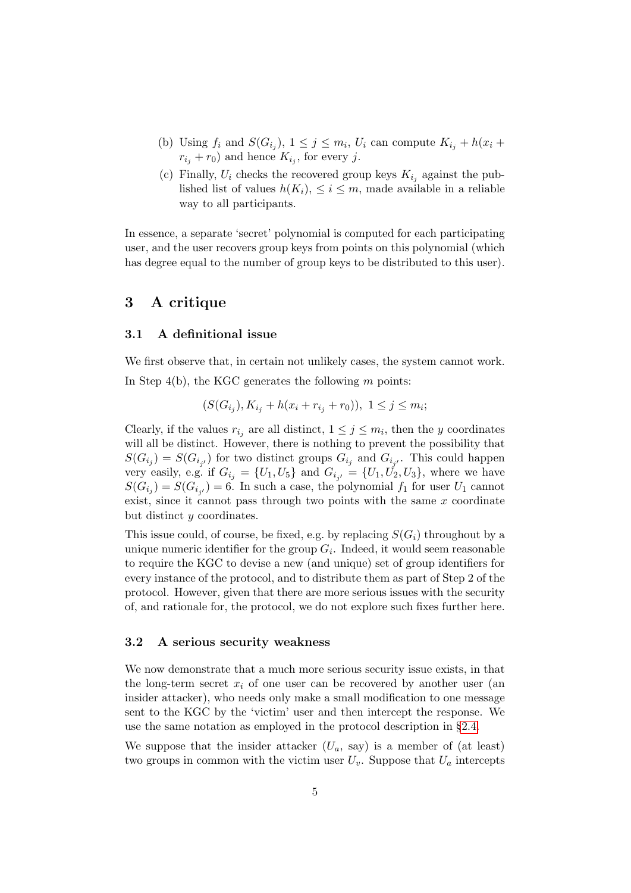(b) Using $f_i$ and $S(G_{i_j})$, $1 \leq j \leq m_i$, $U_i$ can compute $K_{i_j} + h(x_i + r_{i_j} + r_0)$ and hence $K_{i_j}$, for every $j$.

(c) Finally, $U_i$ checks the recovered group keys $K_{i_j}$ against the published list of values $h(K_i)$, $\leq i \leq m$, made available in a reliable way to all participants.

In essence, a separate 'secret' polynomial is computed for each participating user, and the user recovers group keys from points on this polynomial (which has degree equal to the number of group keys to be distributed to this user).

## 3 A critique

### 3.1 A definitional issue

We first observe that, in certain not unlikely cases, the system cannot work.

In Step 4(b), the KGC generates the following $m$ points:

$$(S(G_{i_j}), K_{i_j} + h(x_i + r_{i_j} + r_0)),\ 1 \leq j \leq m_i;$$

Clearly, if the values $r_{i_j}$ are all distinct, $1 \leq j \leq m_i$, then the $y$ coordinates will all be distinct. However, there is nothing to prevent the possibility that $S(G_{i_j}) = S(G_{i_{j'}})$ for two distinct groups $G_{i_j}$ and $G_{i_{j'}}$. This could happen very easily, e.g. if $G_{i_j} = \{U_1, U_5\}$ and $G_{i_{j'}} = \{U_1, U_2, U_3\}$, where we have $S(G_{i_j}) = S(G_{i_{j'}}) = 6$. In such a case, the polynomial $f_1$ for user $U_1$ cannot exist, since it cannot pass through two points with the same $x$ coordinate but distinct $y$ coordinates.

This issue could, of course, be fixed, e.g. by replacing $S(G_i)$ throughout by a unique numeric identifier for the group $G_i$. Indeed, it would seem reasonable to require the KGC to devise a new (and unique) set of group identifiers for every instance of the protocol, and to distribute them as part of Step 2 of the protocol. However, given that there are more serious issues with the security of, and rationale for, the protocol, we do not explore such fixes further here.

### 3.2 A serious security weakness

We now demonstrate that a much more serious security issue exists, in that the long-term secret $x_i$ of one user can be recovered by another user (an insider attacker), who needs only make a small modification to one message sent to the KGC by the 'victim' user and then intercept the response. We use the same notation as employed in the protocol description in §2.4.

We suppose that the insider attacker ($U_a$, say) is a member of (at least) two groups in common with the victim user $U_v$. Suppose that $U_a$ intercepts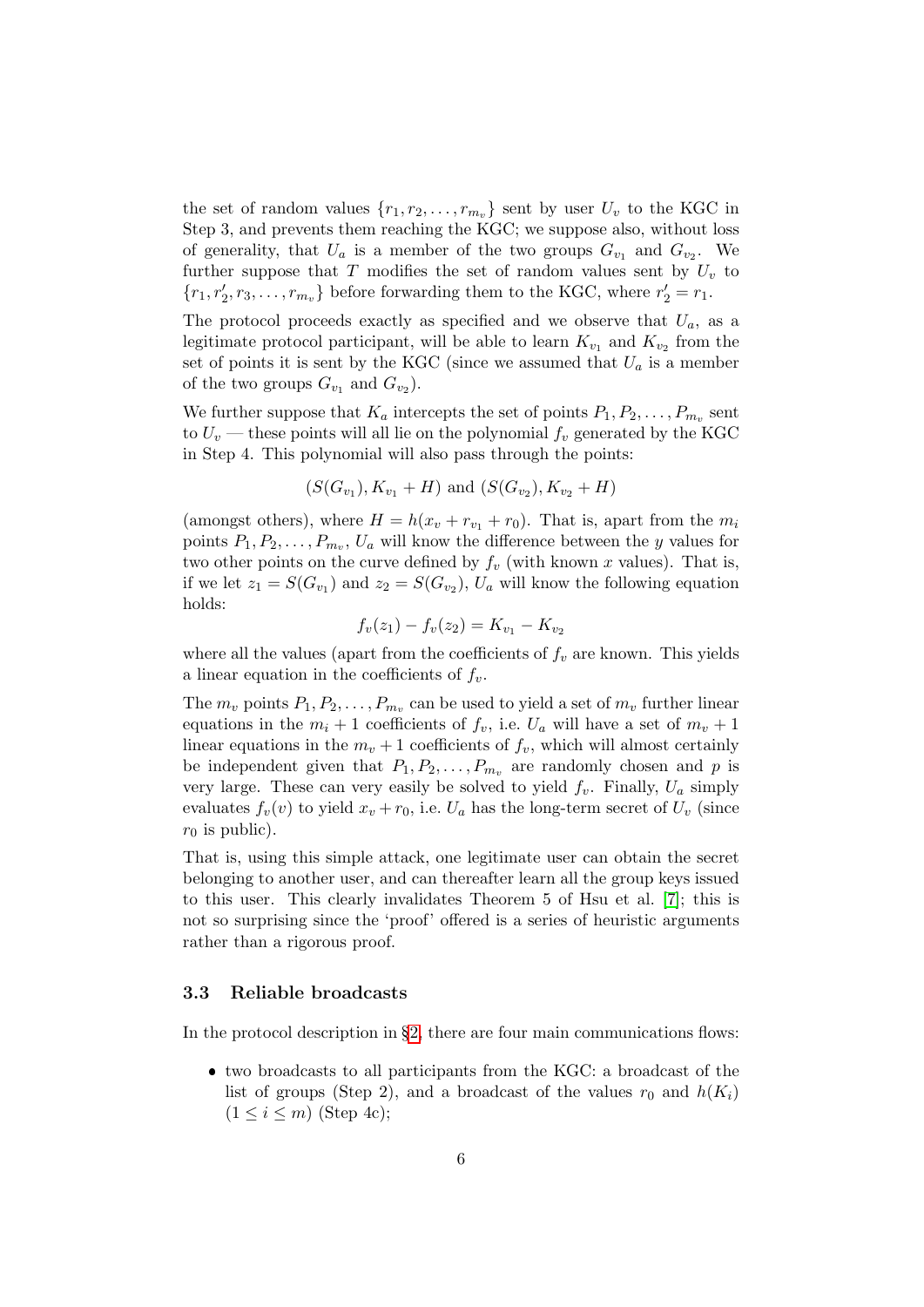the set of random values $\{r_1, r_2, \ldots, r_{m_v}\}$ sent by user $U_v$ to the KGC in Step 3, and prevents them reaching the KGC; we suppose also, without loss of generality, that $U_a$ is a member of the two groups $G_{v_1}$ and $G_{v_2}$. We further suppose that $T$ modifies the set of random values sent by $U_v$ to $\{r_1, r'_2, r_3, \ldots, r_{m_v}\}$ before forwarding them to the KGC, where $r'_2 = r_1$.

The protocol proceeds exactly as specified and we observe that $U_a$, as a legitimate protocol participant, will be able to learn $K_{v_1}$ and $K_{v_2}$ from the set of points it is sent by the KGC (since we assumed that $U_a$ is a member of the two groups $G_{v_1}$ and $G_{v_2}$).

We further suppose that $K_a$ intercepts the set of points $P_1, P_2, \ldots, P_{m_v}$ sent to $U_v$ — these points will all lie on the polynomial $f_v$ generated by the KGC in Step 4. This polynomial will also pass through the points:

$$(S(G_{v_1}), K_{v_1} + H) \text{ and } (S(G_{v_2}), K_{v_2} + H)$$

(amongst others), where $H = h(x_v + r_{v_1} + r_0)$. That is, apart from the $m_i$ points $P_1, P_2, \ldots, P_{m_v}$, $U_a$ will know the difference between the $y$ values for two other points on the curve defined by $f_v$ (with known $x$ values). That is, if we let $z_1 = S(G_{v_1})$ and $z_2 = S(G_{v_2})$, $U_a$ will know the following equation holds:

$$f_v(z_1) - f_v(z_2) = K_{v_1} - K_{v_2}$$

where all the values (apart from the coefficients of $f_v$ are known. This yields a linear equation in the coefficients of $f_v$.

The $m_v$ points $P_1, P_2, \ldots, P_{m_v}$ can be used to yield a set of $m_v$ further linear equations in the $m_i + 1$ coefficients of $f_v$, i.e. $U_a$ will have a set of $m_v + 1$ linear equations in the $m_v + 1$ coefficients of $f_v$, which will almost certainly be independent given that $P_1, P_2, \ldots, P_{m_v}$ are randomly chosen and $p$ is very large. These can very easily be solved to yield $f_v$. Finally, $U_a$ simply evaluates $f_v(v)$ to yield $x_v + r_0$, i.e. $U_a$ has the long-term secret of $U_v$ (since $r_0$ is public).

That is, using this simple attack, one legitimate user can obtain the secret belonging to another user, and can thereafter learn all the group keys issued to this user. This clearly invalidates Theorem 5 of Hsu et al. [7]; this is not so surprising since the 'proof' offered is a series of heuristic arguments rather than a rigorous proof.

### 3.3 Reliable broadcasts

In the protocol description in §2, there are four main communications flows:

- two broadcasts to all participants from the KGC: a broadcast of the list of groups (Step 2), and a broadcast of the values $r_0$ and $h(K_i)$ $(1 \leq i \leq m)$ (Step 4c);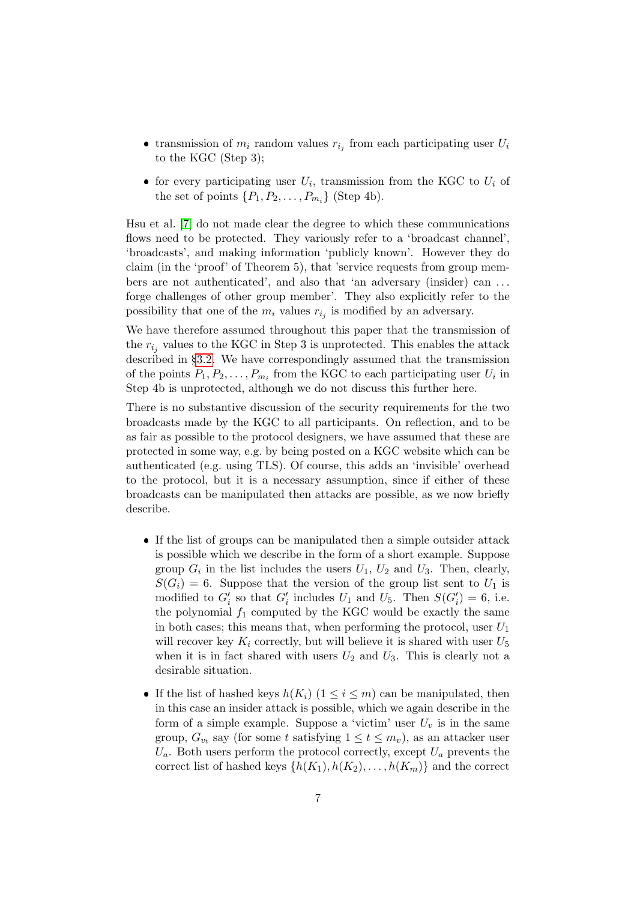- transmission of $m_i$ random values $r_{i_j}$ from each participating user $U_i$ to the KGC (Step 3);
- for every participating user $U_i$, transmission from the KGC to $U_i$ of the set of points $\{P_1, P_2, \ldots, P_{m_i}\}$ (Step 4b).

Hsu et al. [7] do not made clear the degree to which these communications flows need to be protected. They variously refer to a 'broadcast channel', 'broadcasts', and making information 'publicly known'. However they do claim (in the 'proof' of Theorem 5), that 'service requests from group members are not authenticated', and also that 'an adversary (insider) can ... forge challenges of other group member'. They also explicitly refer to the possibility that one of the $m_i$ values $r_{i_j}$ is modified by an adversary.

We have therefore assumed throughout this paper that the transmission of the $r_{i_j}$ values to the KGC in Step 3 is unprotected. This enables the attack described in §3.2. We have correspondingly assumed that the transmission of the points $P_1, P_2, \ldots, P_{m_i}$ from the KGC to each participating user $U_i$ in Step 4b is unprotected, although we do not discuss this further here.

There is no substantive discussion of the security requirements for the two broadcasts made by the KGC to all participants. On reflection, and to be as fair as possible to the protocol designers, we have assumed that these are protected in some way, e.g. by being posted on a KGC website which can be authenticated (e.g. using TLS). Of course, this adds an 'invisible' overhead to the protocol, but it is a necessary assumption, since if either of these broadcasts can be manipulated then attacks are possible, as we now briefly describe.

- If the list of groups can be manipulated then a simple outsider attack is possible which we describe in the form of a short example. Suppose group $G_i$ in the list includes the users $U_1$, $U_2$ and $U_3$. Then, clearly, $S(G_i) = 6$. Suppose that the version of the group list sent to $U_1$ is modified to $G_i'$ so that $G_i'$ includes $U_1$ and $U_5$. Then $S(G_i') = 6$, i.e. the polynomial $f_1$ computed by the KGC would be exactly the same in both cases; this means that, when performing the protocol, user $U_1$ will recover key $K_i$ correctly, but will believe it is shared with user $U_5$ when it is in fact shared with users $U_2$ and $U_3$. This is clearly not a desirable situation.
- If the list of hashed keys $h(K_i)$ $(1 \leq i \leq m)$ can be manipulated, then in this case an insider attack is possible, which we again describe in the form of a simple example. Suppose a 'victim' user $U_v$ is in the same group, $G_{vt}$ say (for some $t$ satisfying $1 \leq t \leq m_v$), as an attacker user $U_a$. Both users perform the protocol correctly, except $U_a$ prevents the correct list of hashed keys $\{h(K_1), h(K_2), \ldots, h(K_m)\}$ and the correct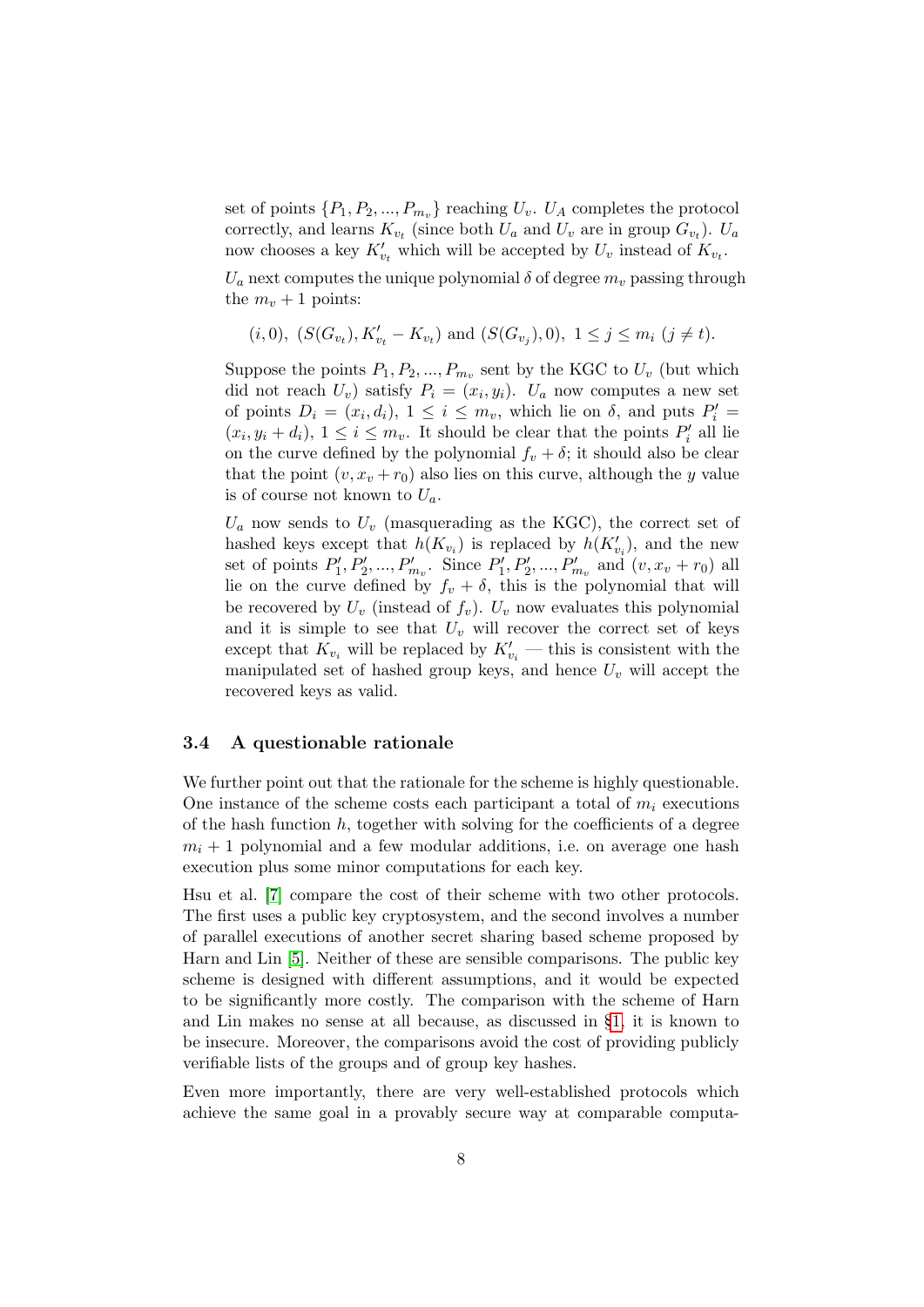set of points $\{P_1, P_2, ..., P_{m_v}\}$ reaching $U_v$. $U_A$ completes the protocol correctly, and learns $K_{v_t}$ (since both $U_a$ and $U_v$ are in group $G_{v_t}$). $U_a$ now chooses a key $K'_{v_t}$ which will be accepted by $U_v$ instead of $K_{v_t}$.

$U_a$ next computes the unique polynomial $\delta$ of degree $m_v$ passing through the $m_v + 1$ points:

$$(i, 0),\ (S(G_{v_t}), K'_{v_t} - K_{v_t}) \text{ and } (S(G_{v_j}), 0),\ 1 \leq j \leq m_i\ (j \neq t).$$

Suppose the points $P_1, P_2, ..., P_{m_v}$ sent by the KGC to $U_v$ (but which did not reach $U_v$) satisfy $P_i = (x_i, y_i)$. $U_a$ now computes a new set of points $D_i = (x_i, d_i)$, $1 \leq i \leq m_v$, which lie on $\delta$, and puts $P'_i = (x_i, y_i + d_i)$, $1 \leq i \leq m_v$. It should be clear that the points $P'_i$ all lie on the curve defined by the polynomial $f_v + \delta$; it should also be clear that the point $(v, x_v + r_0)$ also lies on this curve, although the $y$ value is of course not known to $U_a$.

$U_a$ now sends to $U_v$ (masquerading as the KGC), the correct set of hashed keys except that $h(K_{v_i})$ is replaced by $h(K'_{v_i})$, and the new set of points $P'_1, P'_2, ..., P'_{m_v}$. Since $P'_1, P'_2, ..., P'_{m_v}$ and $(v, x_v + r_0)$ all lie on the curve defined by $f_v + \delta$, this is the polynomial that will be recovered by $U_v$ (instead of $f_v$). $U_v$ now evaluates this polynomial and it is simple to see that $U_v$ will recover the correct set of keys except that $K_{v_i}$ will be replaced by $K'_{v_i}$ — this is consistent with the manipulated set of hashed group keys, and hence $U_v$ will accept the recovered keys as valid.

### 3.4 A questionable rationale

We further point out that the rationale for the scheme is highly questionable. One instance of the scheme costs each participant a total of $m_i$ executions of the hash function $h$, together with solving for the coefficients of a degree $m_i + 1$ polynomial and a few modular additions, i.e. on average one hash execution plus some minor computations for each key.

Hsu et al. [7] compare the cost of their scheme with two other protocols. The first uses a public key cryptosystem, and the second involves a number of parallel executions of another secret sharing based scheme proposed by Harn and Lin [5]. Neither of these are sensible comparisons. The public key scheme is designed with different assumptions, and it would be expected to be significantly more costly. The comparison with the scheme of Harn and Lin makes no sense at all because, as discussed in §1, it is known to be insecure. Moreover, the comparisons avoid the cost of providing publicly verifiable lists of the groups and of group key hashes.

Even more importantly, there are very well-established protocols which achieve the same goal in a provably secure way at comparable computa-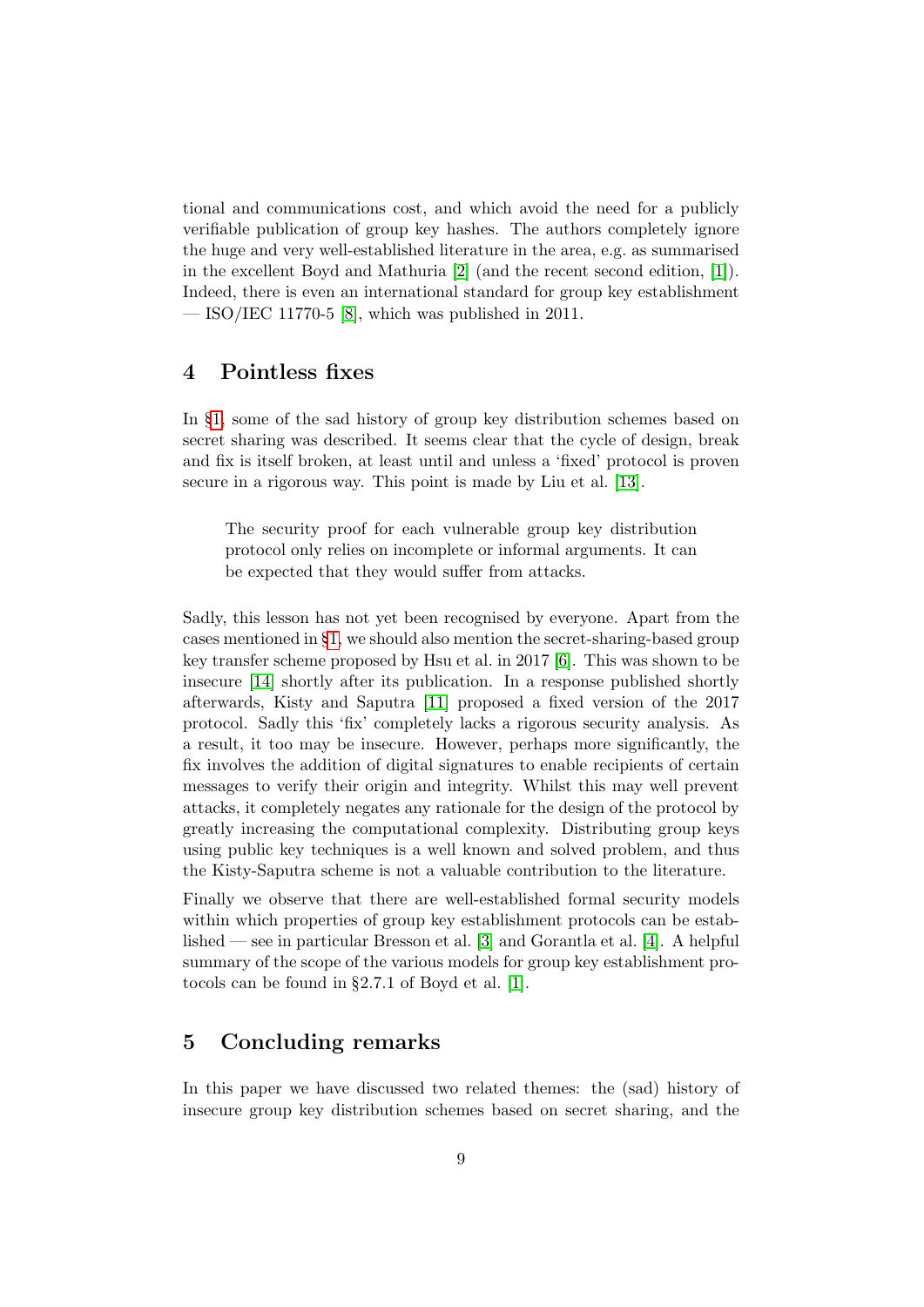tional and communications cost, and which avoid the need for a publicly verifiable publication of group key hashes. The authors completely ignore the huge and very well-established literature in the area, e.g. as summarised in the excellent Boyd and Mathuria [2] (and the recent second edition, [1]). Indeed, there is even an international standard for group key establishment — ISO/IEC 11770-5 [8], which was published in 2011.

## 4 Pointless fixes

In §1, some of the sad history of group key distribution schemes based on secret sharing was described. It seems clear that the cycle of design, break and fix is itself broken, at least until and unless a 'fixed' protocol is proven secure in a rigorous way. This point is made by Liu et al. [13].

> The security proof for each vulnerable group key distribution protocol only relies on incomplete or informal arguments. It can be expected that they would suffer from attacks.

Sadly, this lesson has not yet been recognised by everyone. Apart from the cases mentioned in §1, we should also mention the secret-sharing-based group key transfer scheme proposed by Hsu et al. in 2017 [6]. This was shown to be insecure [14] shortly after its publication. In a response published shortly afterwards, Kisty and Saputra [11] proposed a fixed version of the 2017 protocol. Sadly this 'fix' completely lacks a rigorous security analysis. As a result, it too may be insecure. However, perhaps more significantly, the fix involves the addition of digital signatures to enable recipients of certain messages to verify their origin and integrity. Whilst this may well prevent attacks, it completely negates any rationale for the design of the protocol by greatly increasing the computational complexity. Distributing group keys using public key techniques is a well known and solved problem, and thus the Kisty-Saputra scheme is not a valuable contribution to the literature.

Finally we observe that there are well-established formal security models within which properties of group key establishment protocols can be established — see in particular Bresson et al. [3] and Gorantla et al. [4]. A helpful summary of the scope of the various models for group key establishment protocols can be found in §2.7.1 of Boyd et al. [1].

## 5 Concluding remarks

In this paper we have discussed two related themes: the (sad) history of insecure group key distribution schemes based on secret sharing, and the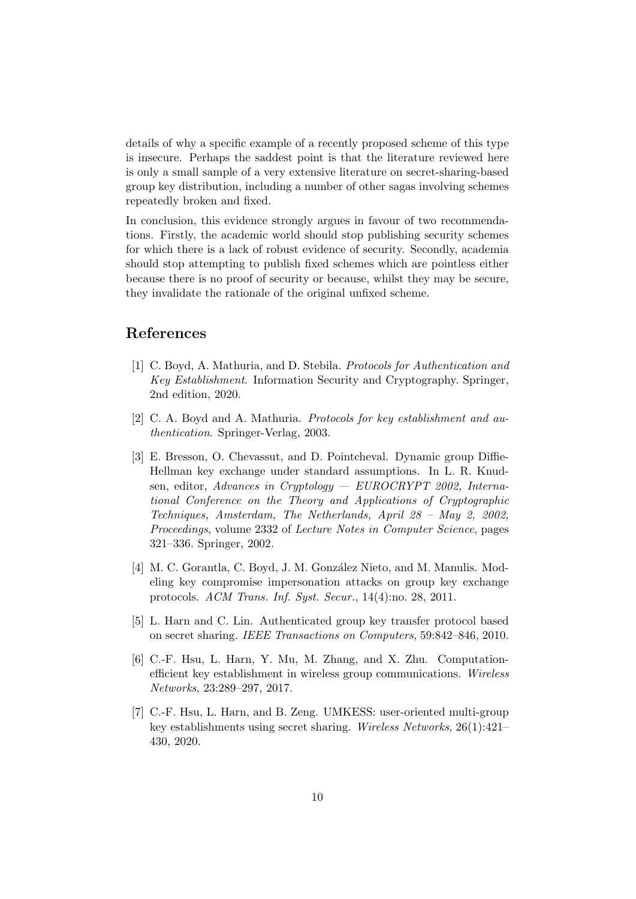details of why a specific example of a recently proposed scheme of this type is insecure. Perhaps the saddest point is that the literature reviewed here is only a small sample of a very extensive literature on secret-sharing-based group key distribution, including a number of other sagas involving schemes repeatedly broken and fixed.

In conclusion, this evidence strongly argues in favour of two recommendations. Firstly, the academic world should stop publishing security schemes for which there is a lack of robust evidence of security. Secondly, academia should stop attempting to publish fixed schemes which are pointless either because there is no proof of security or because, whilst they may be secure, they invalidate the rationale of the original unfixed scheme.

## References

[1] C. Boyd, A. Mathuria, and D. Stebila. *Protocols for Authentication and Key Establishment*. Information Security and Cryptography. Springer, 2nd edition, 2020.

[2] C. A. Boyd and A. Mathuria. *Protocols for key establishment and authentication*. Springer-Verlag, 2003.

[3] E. Bresson, O. Chevassut, and D. Pointcheval. Dynamic group Diffie-Hellman key exchange under standard assumptions. In L. R. Knudsen, editor, *Advances in Cryptology — EUROCRYPT 2002, International Conference on the Theory and Applications of Cryptographic Techniques, Amsterdam, The Netherlands, April 28 – May 2, 2002, Proceedings*, volume 2332 of *Lecture Notes in Computer Science*, pages 321–336. Springer, 2002.

[4] M. C. Gorantla, C. Boyd, J. M. González Nieto, and M. Manulis. Modeling key compromise impersonation attacks on group key exchange protocols. *ACM Trans. Inf. Syst. Secur.*, 14(4):no. 28, 2011.

[5] L. Harn and C. Lin. Authenticated group key transfer protocol based on secret sharing. *IEEE Transactions on Computers*, 59:842–846, 2010.

[6] C.-F. Hsu, L. Harn, Y. Mu, M. Zhang, and X. Zhu. Computation-efficient key establishment in wireless group communications. *Wireless Networks*, 23:289–297, 2017.

[7] C.-F. Hsu, L. Harn, and B. Zeng. UMKESS: user-oriented multi-group key establishments using secret sharing. *Wireless Networks*, 26(1):421–430, 2020.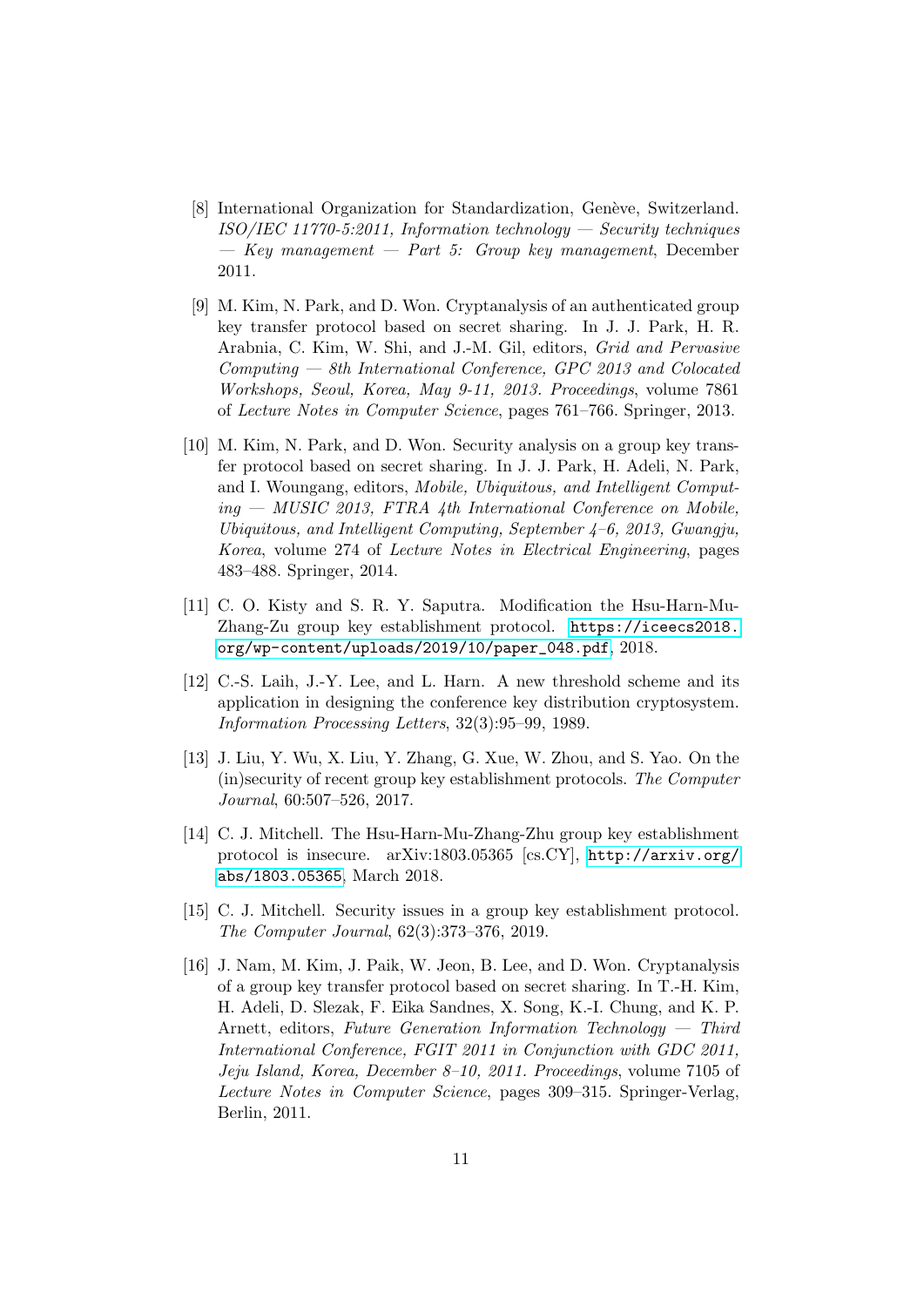[8] International Organization for Standardization, Genève, Switzerland. *ISO/IEC 11770-5:2011, Information technology — Security techniques — Key management — Part 5: Group key management*, December 2011.

[9] M. Kim, N. Park, and D. Won. Cryptanalysis of an authenticated group key transfer protocol based on secret sharing. In J. J. Park, H. R. Arabnia, C. Kim, W. Shi, and J.-M. Gil, editors, *Grid and Pervasive Computing — 8th International Conference, GPC 2013 and Colocated Workshops, Seoul, Korea, May 9-11, 2013. Proceedings*, volume 7861 of *Lecture Notes in Computer Science*, pages 761–766. Springer, 2013.

[10] M. Kim, N. Park, and D. Won. Security analysis on a group key transfer protocol based on secret sharing. In J. J. Park, H. Adeli, N. Park, and I. Woungang, editors, *Mobile, Ubiquitous, and Intelligent Computing — MUSIC 2013, FTRA 4th International Conference on Mobile, Ubiquitous, and Intelligent Computing, September 4–6, 2013, Gwangju, Korea*, volume 274 of *Lecture Notes in Electrical Engineering*, pages 483–488. Springer, 2014.

[11] C. O. Kisty and S. R. Y. Saputra. Modification the Hsu-Harn-Mu-Zhang-Zu group key establishment protocol. https://iceecs2018.org/wp-content/uploads/2019/10/paper_048.pdf, 2018.

[12] C.-S. Laih, J.-Y. Lee, and L. Harn. A new threshold scheme and its application in designing the conference key distribution cryptosystem. *Information Processing Letters*, 32(3):95–99, 1989.

[13] J. Liu, Y. Wu, X. Liu, Y. Zhang, G. Xue, W. Zhou, and S. Yao. On the (in)security of recent group key establishment protocols. *The Computer Journal*, 60:507–526, 2017.

[14] C. J. Mitchell. The Hsu-Harn-Mu-Zhang-Zhu group key establishment protocol is insecure. arXiv:1803.05365 [cs.CY], http://arxiv.org/abs/1803.05365, March 2018.

[15] C. J. Mitchell. Security issues in a group key establishment protocol. *The Computer Journal*, 62(3):373–376, 2019.

[16] J. Nam, M. Kim, J. Paik, W. Jeon, B. Lee, and D. Won. Cryptanalysis of a group key transfer protocol based on secret sharing. In T.-H. Kim, H. Adeli, D. Slezak, F. Eika Sandnes, X. Song, K.-I. Chung, and K. P. Arnett, editors, *Future Generation Information Technology — Third International Conference, FGIT 2011 in Conjunction with GDC 2011, Jeju Island, Korea, December 8–10, 2011. Proceedings*, volume 7105 of *Lecture Notes in Computer Science*, pages 309–315. Springer-Verlag, Berlin, 2011.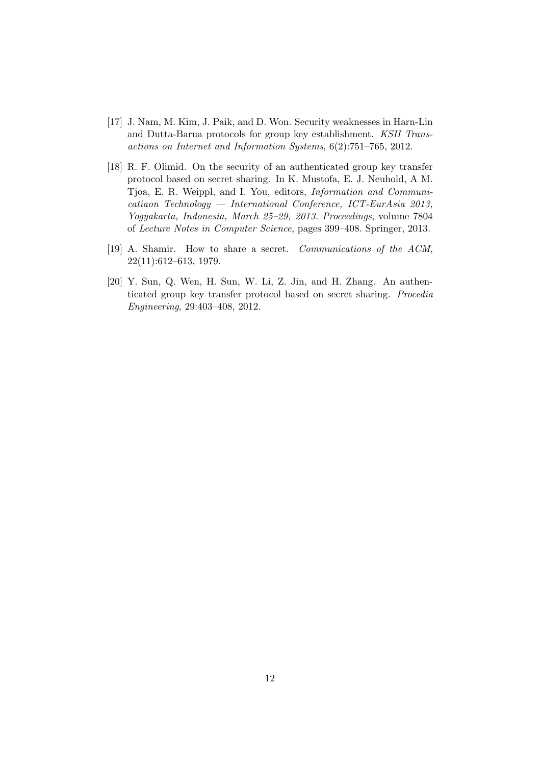[17] J. Nam, M. Kim, J. Paik, and D. Won. Security weaknesses in Harn-Lin and Dutta-Barua protocols for group key establishment. *KSII Transactions on Internet and Information Systems*, 6(2):751–765, 2012.

[18] R. F. Olimid. On the security of an authenticated group key transfer protocol based on secret sharing. In K. Mustofa, E. J. Neuhold, A M. Tjoa, E. R. Weippl, and I. You, editors, *Information and Communicatiaon Technology — International Conference, ICT-EurAsia 2013, Yogyakarta, Indonesia, March 25–29, 2013. Proceedings*, volume 7804 of *Lecture Notes in Computer Science*, pages 399–408. Springer, 2013.

[19] A. Shamir. How to share a secret. *Communications of the ACM*, 22(11):612–613, 1979.

[20] Y. Sun, Q. Wen, H. Sun, W. Li, Z. Jin, and H. Zhang. An authenticated group key transfer protocol based on secret sharing. *Procedia Engineering*, 29:403–408, 2012.